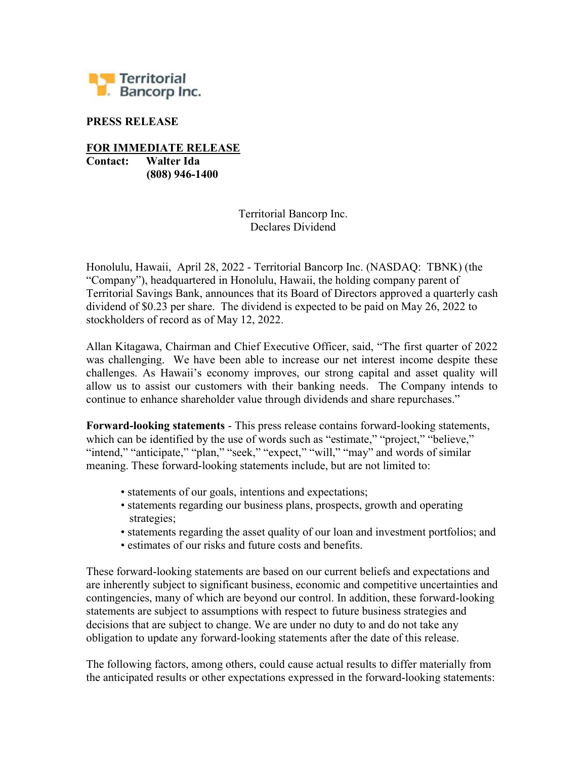Territorial Bancorp Inc.

**PRESS RELEASE**

**FOR IMMEDIATE RELEASE**
**Contact: Walter Ida**
**(808) 946-1400**

Territorial Bancorp Inc.
Declares Dividend

Honolulu, Hawaii, April 28, 2022 - Territorial Bancorp Inc. (NASDAQ: TBNK) (the "Company"), headquartered in Honolulu, Hawaii, the holding company parent of Territorial Savings Bank, announces that its Board of Directors approved a quarterly cash dividend of $0.23 per share. The dividend is expected to be paid on May 26, 2022 to stockholders of record as of May 12, 2022.

Allan Kitagawa, Chairman and Chief Executive Officer, said, "The first quarter of 2022 was challenging. We have been able to increase our net interest income despite these challenges. As Hawaii's economy improves, our strong capital and asset quality will allow us to assist our customers with their banking needs. The Company intends to continue to enhance shareholder value through dividends and share repurchases."

**Forward-looking statements** - This press release contains forward-looking statements, which can be identified by the use of words such as "estimate," "project," "believe," "intend," "anticipate," "plan," "seek," "expect," "will," "may" and words of similar meaning. These forward-looking statements include, but are not limited to:

- statements of our goals, intentions and expectations;
- statements regarding our business plans, prospects, growth and operating strategies;
- statements regarding the asset quality of our loan and investment portfolios; and
- estimates of our risks and future costs and benefits.

These forward-looking statements are based on our current beliefs and expectations and are inherently subject to significant business, economic and competitive uncertainties and contingencies, many of which are beyond our control. In addition, these forward-looking statements are subject to assumptions with respect to future business strategies and decisions that are subject to change. We are under no duty to and do not take any obligation to update any forward-looking statements after the date of this release.

The following factors, among others, could cause actual results to differ materially from the anticipated results or other expectations expressed in the forward-looking statements: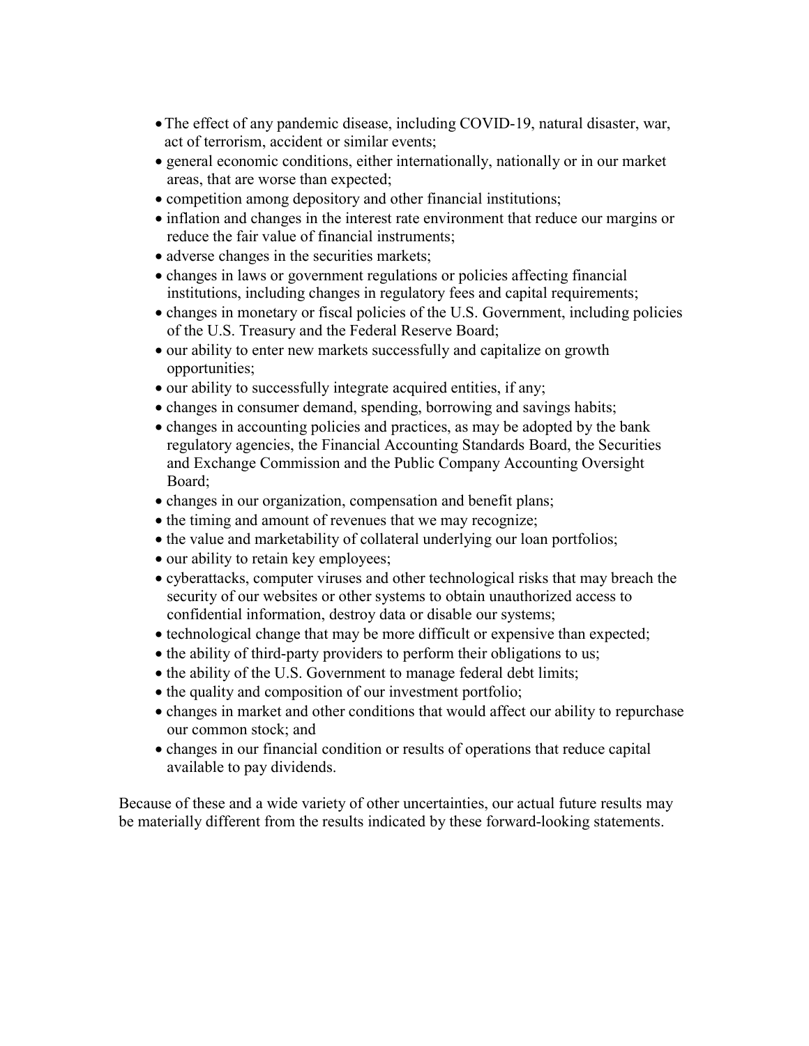- The effect of any pandemic disease, including COVID-19, natural disaster, war, act of terrorism, accident or similar events;
- general economic conditions, either internationally, nationally or in our market areas, that are worse than expected;
- competition among depository and other financial institutions;
- inflation and changes in the interest rate environment that reduce our margins or reduce the fair value of financial instruments;
- adverse changes in the securities markets;
- changes in laws or government regulations or policies affecting financial institutions, including changes in regulatory fees and capital requirements;
- changes in monetary or fiscal policies of the U.S. Government, including policies of the U.S. Treasury and the Federal Reserve Board;
- our ability to enter new markets successfully and capitalize on growth opportunities;
- our ability to successfully integrate acquired entities, if any;
- changes in consumer demand, spending, borrowing and savings habits;
- changes in accounting policies and practices, as may be adopted by the bank regulatory agencies, the Financial Accounting Standards Board, the Securities and Exchange Commission and the Public Company Accounting Oversight Board;
- changes in our organization, compensation and benefit plans;
- the timing and amount of revenues that we may recognize;
- the value and marketability of collateral underlying our loan portfolios;
- our ability to retain key employees;
- cyberattacks, computer viruses and other technological risks that may breach the security of our websites or other systems to obtain unauthorized access to confidential information, destroy data or disable our systems;
- technological change that may be more difficult or expensive than expected;
- the ability of third-party providers to perform their obligations to us;
- the ability of the U.S. Government to manage federal debt limits;
- the quality and composition of our investment portfolio;
- changes in market and other conditions that would affect our ability to repurchase our common stock; and
- changes in our financial condition or results of operations that reduce capital available to pay dividends.

Because of these and a wide variety of other uncertainties, our actual future results may be materially different from the results indicated by these forward-looking statements.